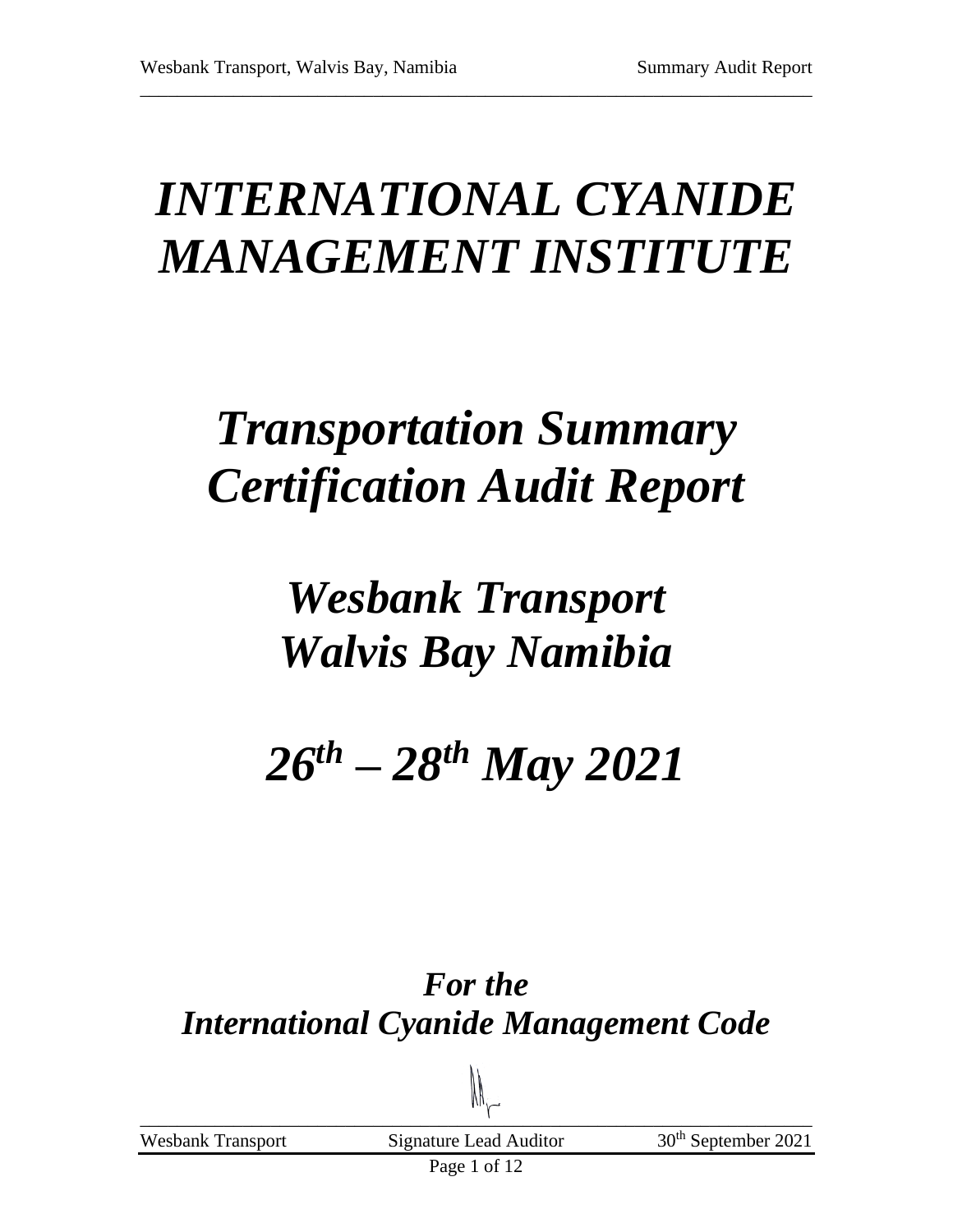# *INTERNATIONAL CYANIDE MANAGEMENT INSTITUTE*

# *Transportation Summary Certification Audit Report*

# *Wesbank Transport Walvis Bay Namibia*

# *26th – 28th May 2021*

## *For the International Cyanide Management Code*

| Wesbank Transport | Signature Lead Auditor | 30th September 2021 |
|---|---|---|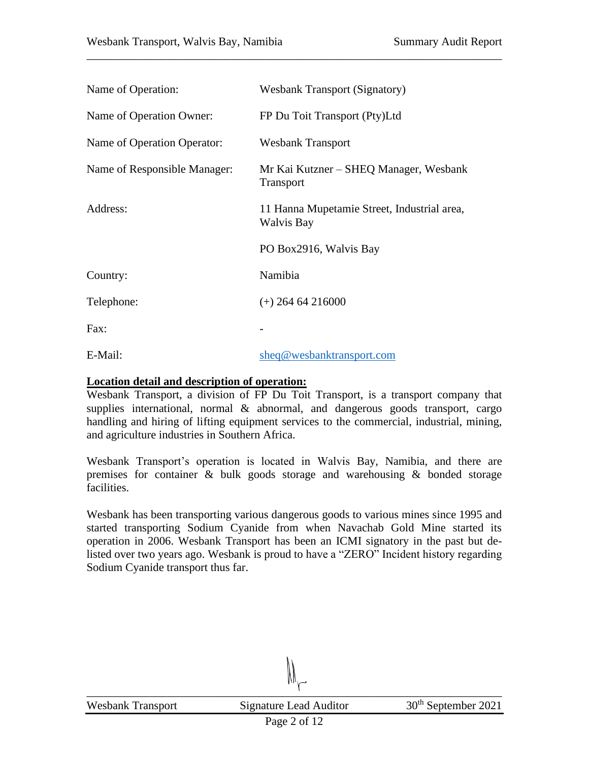| | |
|---|---|
| Name of Operation: | Wesbank Transport (Signatory) |
| Name of Operation Owner: | FP Du Toit Transport (Pty)Ltd |
| Name of Operation Operator: | Wesbank Transport |
| Name of Responsible Manager: | Mr Kai Kutzner – SHEQ Manager, Wesbank Transport |
| Address: | 11 Hanna Mupetamie Street, Industrial area, Walvis Bay |
| | PO Box2916, Walvis Bay |
| Country: | Namibia |
| Telephone: | (+) 264 64 216000 |
| Fax: | - |
| E-Mail: | sheq@wesbanktransport.com |

**Location detail and description of operation:**

Wesbank Transport, a division of FP Du Toit Transport, is a transport company that supplies international, normal & abnormal, and dangerous goods transport, cargo handling and hiring of lifting equipment services to the commercial, industrial, mining, and agriculture industries in Southern Africa.

Wesbank Transport's operation is located in Walvis Bay, Namibia, and there are premises for container & bulk goods storage and warehousing & bonded storage facilities.

Wesbank has been transporting various dangerous goods to various mines since 1995 and started transporting Sodium Cyanide from when Navachab Gold Mine started its operation in 2006. Wesbank Transport has been an ICMI signatory in the past but de-listed over two years ago. Wesbank is proud to have a "ZERO" Incident history regarding Sodium Cyanide transport thus far.

| Wesbank Transport | Signature Lead Auditor | 30th September 2021 |
|---|---|---|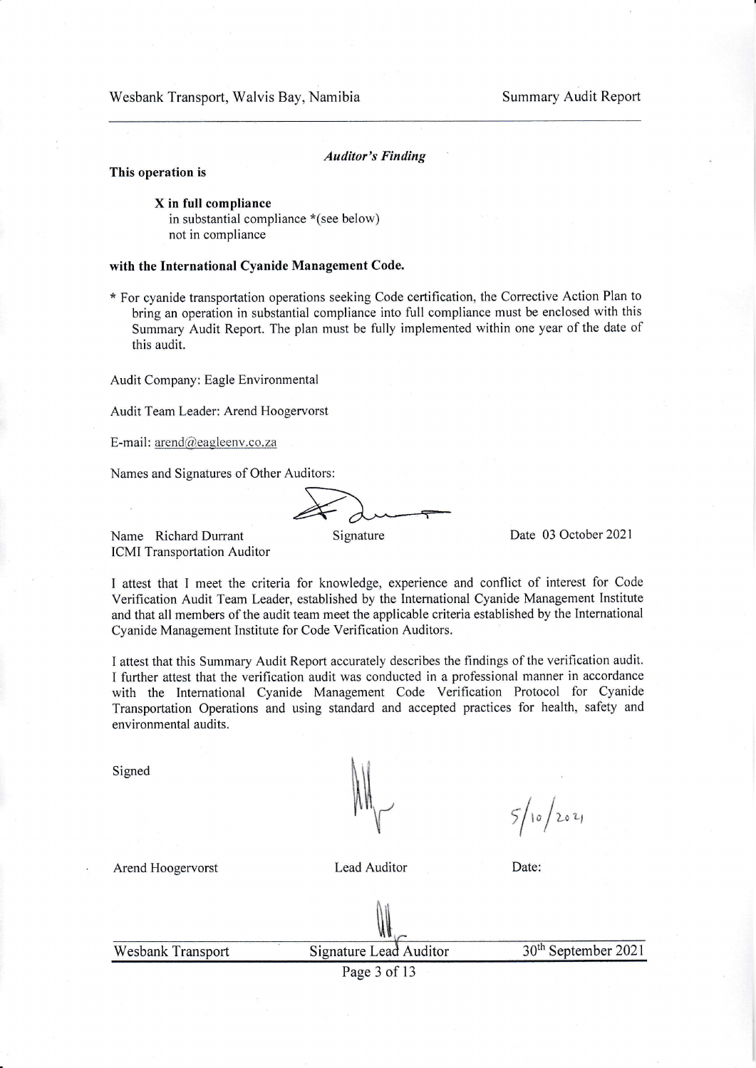*Auditor's Finding*

**This operation is**

**X in full compliance**
in substantial compliance *(see below)
not in compliance

**with the International Cyanide Management Code.**

* For cyanide transportation operations seeking Code certification, the Corrective Action Plan to bring an operation in substantial compliance into full compliance must be enclosed with this Summary Audit Report. The plan must be fully implemented within one year of the date of this audit.

Audit Company: Eagle Environmental

Audit Team Leader: Arend Hoogervorst

E-mail: arend@eagleenv.co.za

Names and Signatures of Other Auditors:

| Name | Signature | Date |
| --- | --- | --- |
| Richard Durrant<br>ICMI Transportation Auditor | | 03 October 2021 |

I attest that I meet the criteria for knowledge, experience and conflict of interest for Code Verification Audit Team Leader, established by the International Cyanide Management Institute and that all members of the audit team meet the applicable criteria established by the International Cyanide Management Institute for Code Verification Auditors.

I attest that this Summary Audit Report accurately describes the findings of the verification audit. I further attest that the verification audit was conducted in a professional manner in accordance with the International Cyanide Management Code Verification Protocol for Cyanide Transportation Operations and using standard and accepted practices for health, safety and environmental audits.

Signed

| Arend Hoogervorst | Lead Auditor | Date: 5/10/2021 |
| --- | --- | --- |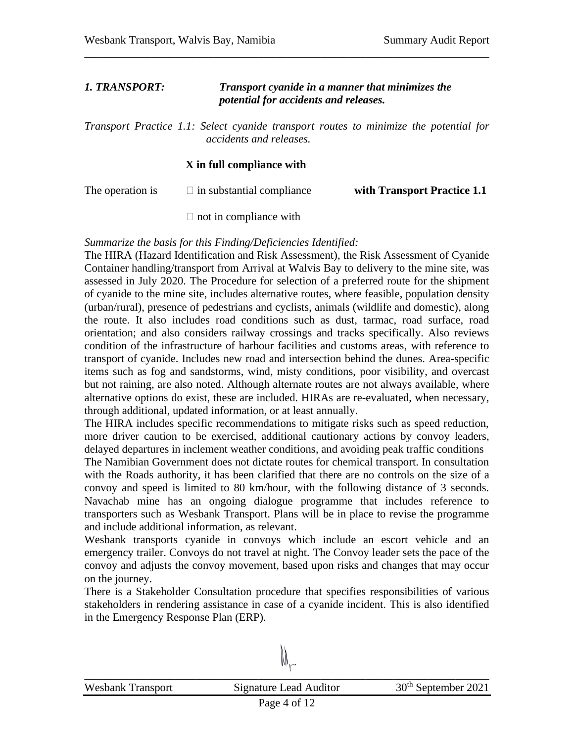***1. TRANSPORT:*** ***Transport cyanide in a manner that minimizes the potential for accidents and releases.***

*Transport Practice 1.1: Select cyanide transport routes to minimize the potential for accidents and releases.*

**X in full compliance with**

The operation is ☐ in substantial compliance **with Transport Practice 1.1**

☐ not in compliance with

*Summarize the basis for this Finding/Deficiencies Identified:*

The HIRA (Hazard Identification and Risk Assessment), the Risk Assessment of Cyanide Container handling/transport from Arrival at Walvis Bay to delivery to the mine site, was assessed in July 2020. The Procedure for selection of a preferred route for the shipment of cyanide to the mine site, includes alternative routes, where feasible, population density (urban/rural), presence of pedestrians and cyclists, animals (wildlife and domestic), along the route. It also includes road conditions such as dust, tarmac, road surface, road orientation; and also considers railway crossings and tracks specifically. Also reviews condition of the infrastructure of harbour facilities and customs areas, with reference to transport of cyanide. Includes new road and intersection behind the dunes. Area-specific items such as fog and sandstorms, wind, misty conditions, poor visibility, and overcast but not raining, are also noted. Although alternate routes are not always available, where alternative options do exist, these are included. HIRAs are re-evaluated, when necessary, through additional, updated information, or at least annually.

The HIRA includes specific recommendations to mitigate risks such as speed reduction, more driver caution to be exercised, additional cautionary actions by convoy leaders, delayed departures in inclement weather conditions, and avoiding peak traffic conditions

The Namibian Government does not dictate routes for chemical transport. In consultation with the Roads authority, it has been clarified that there are no controls on the size of a convoy and speed is limited to 80 km/hour, with the following distance of 3 seconds. Navachab mine has an ongoing dialogue programme that includes reference to transporters such as Wesbank Transport. Plans will be in place to revise the programme and include additional information, as relevant.

Wesbank transports cyanide in convoys which include an escort vehicle and an emergency trailer. Convoys do not travel at night. The Convoy leader sets the pace of the convoy and adjusts the convoy movement, based upon risks and changes that may occur on the journey.

There is a Stakeholder Consultation procedure that specifies responsibilities of various stakeholders in rendering assistance in case of a cyanide incident. This is also identified in the Emergency Response Plan (ERP).

| Wesbank Transport | Signature Lead Auditor | 30th September 2021 |
|---|---|---|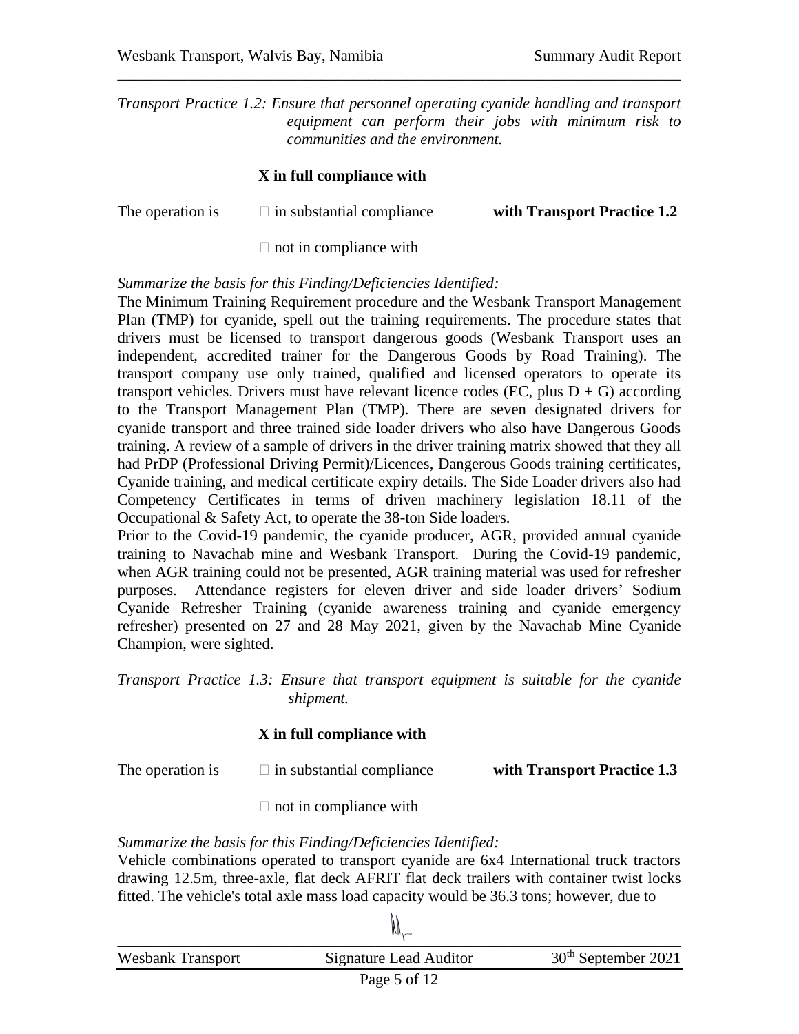*Transport Practice 1.2: Ensure that personnel operating cyanide handling and transport equipment can perform their jobs with minimum risk to communities and the environment.*

**X in full compliance with**

The operation is ☐ in substantial compliance **with Transport Practice 1.2**

☐ not in compliance with

*Summarize the basis for this Finding/Deficiencies Identified:*

The Minimum Training Requirement procedure and the Wesbank Transport Management Plan (TMP) for cyanide, spell out the training requirements. The procedure states that drivers must be licensed to transport dangerous goods (Wesbank Transport uses an independent, accredited trainer for the Dangerous Goods by Road Training). The transport company use only trained, qualified and licensed operators to operate its transport vehicles. Drivers must have relevant licence codes (EC, plus D + G) according to the Transport Management Plan (TMP). There are seven designated drivers for cyanide transport and three trained side loader drivers who also have Dangerous Goods training. A review of a sample of drivers in the driver training matrix showed that they all had PrDP (Professional Driving Permit)/Licences, Dangerous Goods training certificates, Cyanide training, and medical certificate expiry details. The Side Loader drivers also had Competency Certificates in terms of driven machinery legislation 18.11 of the Occupational & Safety Act, to operate the 38-ton Side loaders.

Prior to the Covid-19 pandemic, the cyanide producer, AGR, provided annual cyanide training to Navachab mine and Wesbank Transport. During the Covid-19 pandemic, when AGR training could not be presented, AGR training material was used for refresher purposes. Attendance registers for eleven driver and side loader drivers' Sodium Cyanide Refresher Training (cyanide awareness training and cyanide emergency refresher) presented on 27 and 28 May 2021, given by the Navachab Mine Cyanide Champion, were sighted.

*Transport Practice 1.3: Ensure that transport equipment is suitable for the cyanide shipment.*

**X in full compliance with**

The operation is ☐ in substantial compliance **with Transport Practice 1.3**

☐ not in compliance with

*Summarize the basis for this Finding/Deficiencies Identified:*

Vehicle combinations operated to transport cyanide are 6x4 International truck tractors drawing 12.5m, three-axle, flat deck AFRIT flat deck trailers with container twist locks fitted. The vehicle's total axle mass load capacity would be 36.3 tons; however, due to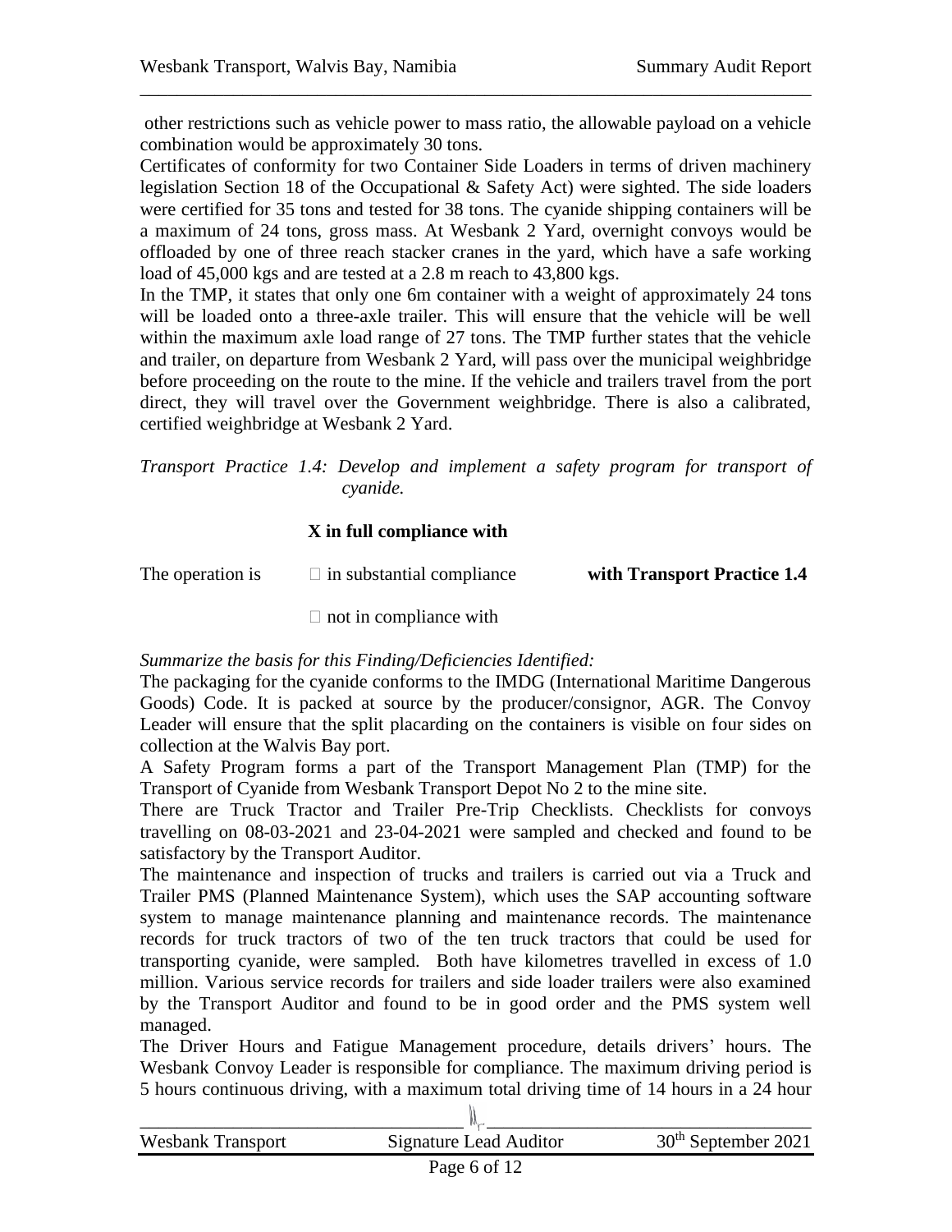other restrictions such as vehicle power to mass ratio, the allowable payload on a vehicle combination would be approximately 30 tons.

Certificates of conformity for two Container Side Loaders in terms of driven machinery legislation Section 18 of the Occupational & Safety Act) were sighted. The side loaders were certified for 35 tons and tested for 38 tons. The cyanide shipping containers will be a maximum of 24 tons, gross mass. At Wesbank 2 Yard, overnight convoys would be offloaded by one of three reach stacker cranes in the yard, which have a safe working load of 45,000 kgs and are tested at a 2.8 m reach to 43,800 kgs.

In the TMP, it states that only one 6m container with a weight of approximately 24 tons will be loaded onto a three-axle trailer. This will ensure that the vehicle will be well within the maximum axle load range of 27 tons. The TMP further states that the vehicle and trailer, on departure from Wesbank 2 Yard, will pass over the municipal weighbridge before proceeding on the route to the mine. If the vehicle and trailers travel from the port direct, they will travel over the Government weighbridge. There is also a calibrated, certified weighbridge at Wesbank 2 Yard.

*Transport Practice 1.4: Develop and implement a safety program for transport of cyanide.*

**X in full compliance with**

The operation is ☐ in substantial compliance **with Transport Practice 1.4**

☐ not in compliance with

*Summarize the basis for this Finding/Deficiencies Identified:*

The packaging for the cyanide conforms to the IMDG (International Maritime Dangerous Goods) Code. It is packed at source by the producer/consignor, AGR. The Convoy Leader will ensure that the split placarding on the containers is visible on four sides on collection at the Walvis Bay port.

A Safety Program forms a part of the Transport Management Plan (TMP) for the Transport of Cyanide from Wesbank Transport Depot No 2 to the mine site.

There are Truck Tractor and Trailer Pre-Trip Checklists. Checklists for convoys travelling on 08-03-2021 and 23-04-2021 were sampled and checked and found to be satisfactory by the Transport Auditor.

The maintenance and inspection of trucks and trailers is carried out via a Truck and Trailer PMS (Planned Maintenance System), which uses the SAP accounting software system to manage maintenance planning and maintenance records. The maintenance records for truck tractors of two of the ten truck tractors that could be used for transporting cyanide, were sampled. Both have kilometres travelled in excess of 1.0 million. Various service records for trailers and side loader trailers were also examined by the Transport Auditor and found to be in good order and the PMS system well managed.

The Driver Hours and Fatigue Management procedure, details drivers' hours. The Wesbank Convoy Leader is responsible for compliance. The maximum driving period is 5 hours continuous driving, with a maximum total driving time of 14 hours in a 24 hour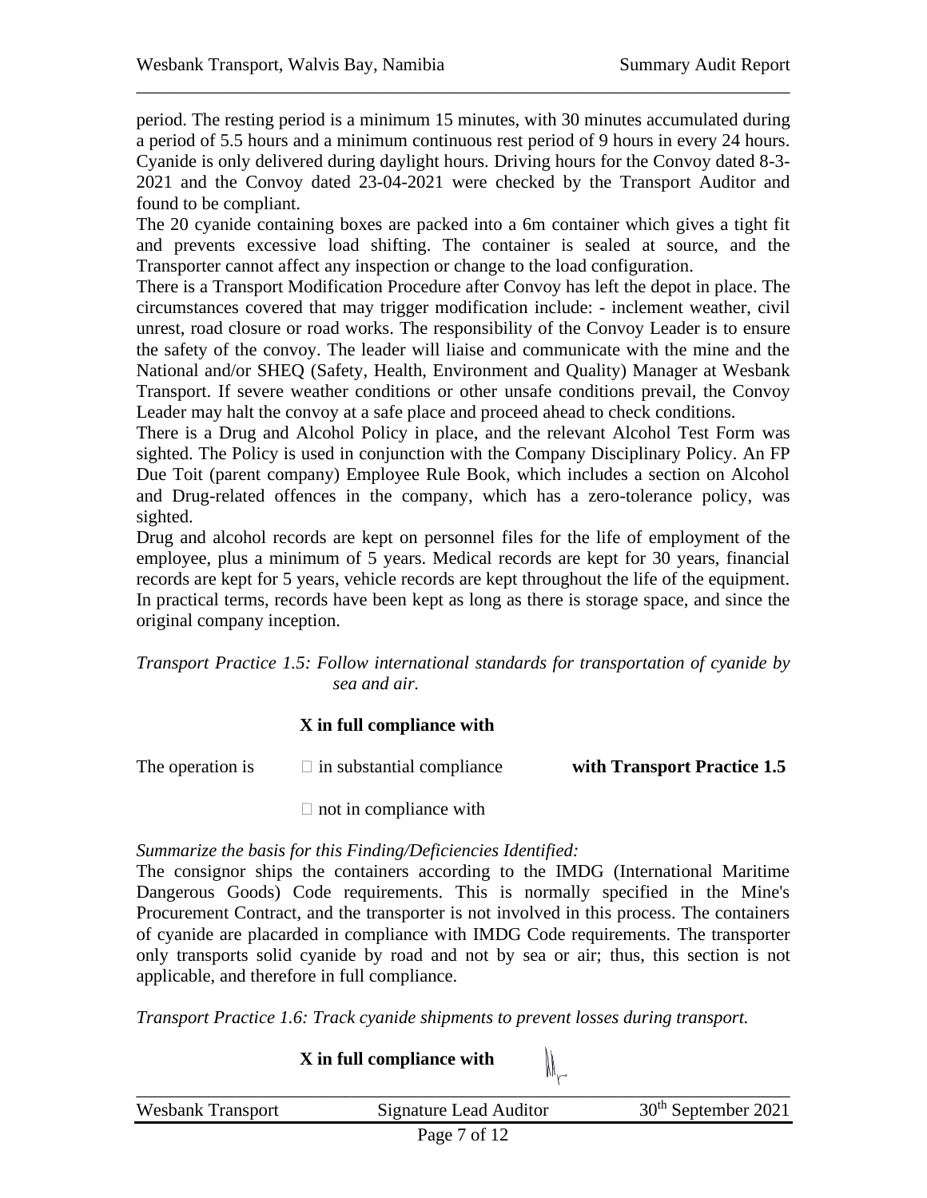period. The resting period is a minimum 15 minutes, with 30 minutes accumulated during a period of 5.5 hours and a minimum continuous rest period of 9 hours in every 24 hours. Cyanide is only delivered during daylight hours. Driving hours for the Convoy dated 8-3-2021 and the Convoy dated 23-04-2021 were checked by the Transport Auditor and found to be compliant.

The 20 cyanide containing boxes are packed into a 6m container which gives a tight fit and prevents excessive load shifting. The container is sealed at source, and the Transporter cannot affect any inspection or change to the load configuration.

There is a Transport Modification Procedure after Convoy has left the depot in place. The circumstances covered that may trigger modification include: - inclement weather, civil unrest, road closure or road works. The responsibility of the Convoy Leader is to ensure the safety of the convoy. The leader will liaise and communicate with the mine and the National and/or SHEQ (Safety, Health, Environment and Quality) Manager at Wesbank Transport. If severe weather conditions or other unsafe conditions prevail, the Convoy Leader may halt the convoy at a safe place and proceed ahead to check conditions.

There is a Drug and Alcohol Policy in place, and the relevant Alcohol Test Form was sighted. The Policy is used in conjunction with the Company Disciplinary Policy. An FP Due Toit (parent company) Employee Rule Book, which includes a section on Alcohol and Drug-related offences in the company, which has a zero-tolerance policy, was sighted.

Drug and alcohol records are kept on personnel files for the life of employment of the employee, plus a minimum of 5 years. Medical records are kept for 30 years, financial records are kept for 5 years, vehicle records are kept throughout the life of the equipment. In practical terms, records have been kept as long as there is storage space, and since the original company inception.

*Transport Practice 1.5: Follow international standards for transportation of cyanide by sea and air.*

**X in full compliance with**

The operation is ☐ in substantial compliance **with Transport Practice 1.5**

☐ not in compliance with

*Summarize the basis for this Finding/Deficiencies Identified:*

The consignor ships the containers according to the IMDG (International Maritime Dangerous Goods) Code requirements. This is normally specified in the Mine's Procurement Contract, and the transporter is not involved in this process. The containers of cyanide are placarded in compliance with IMDG Code requirements. The transporter only transports solid cyanide by road and not by sea or air; thus, this section is not applicable, and therefore in full compliance.

*Transport Practice 1.6: Track cyanide shipments to prevent losses during transport.*

**X in full compliance with**

| Wesbank Transport | Signature Lead Auditor | 30th September 2021 |
|---|---|---|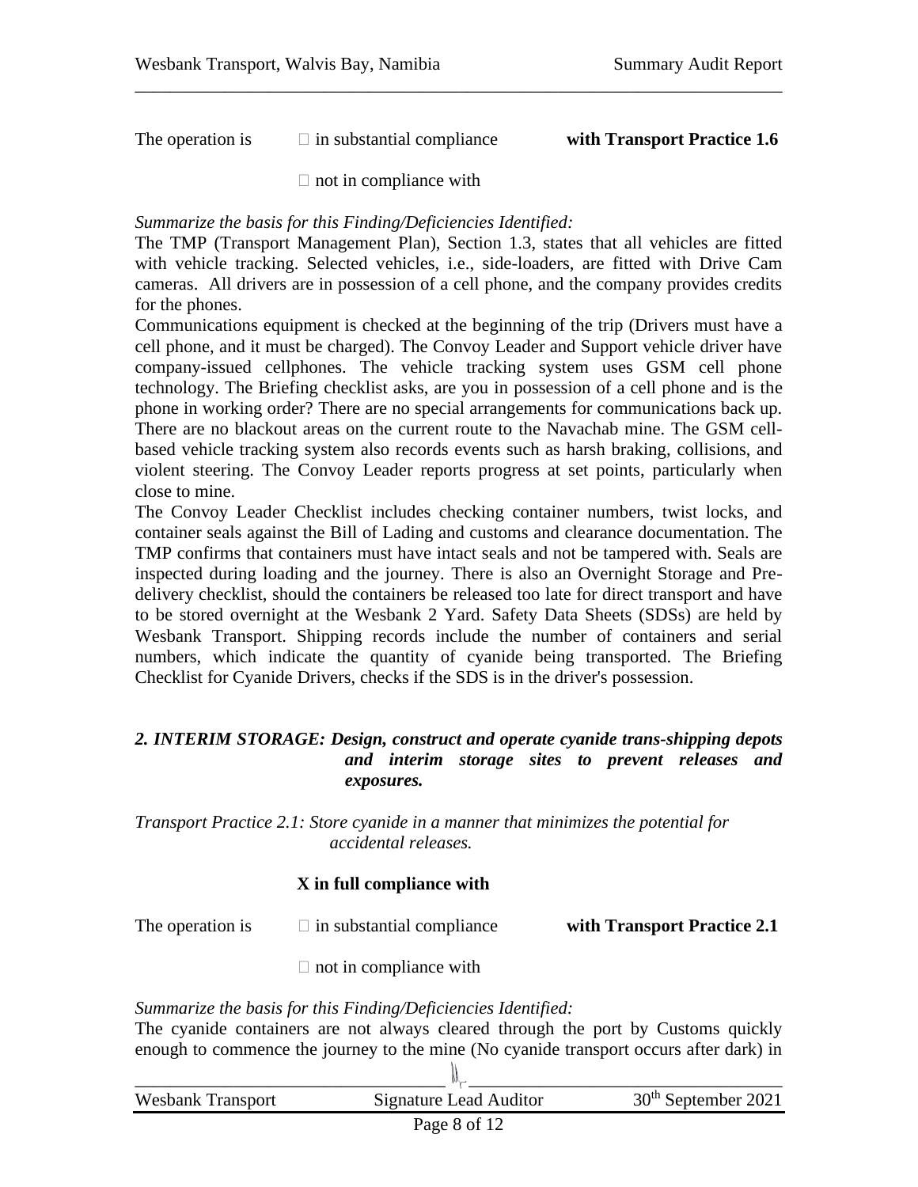The operation is ☐ in substantial compliance **with Transport Practice 1.6**

☐ not in compliance with

*Summarize the basis for this Finding/Deficiencies Identified:*

The TMP (Transport Management Plan), Section 1.3, states that all vehicles are fitted with vehicle tracking. Selected vehicles, i.e., side-loaders, are fitted with Drive Cam cameras. All drivers are in possession of a cell phone, and the company provides credits for the phones.

Communications equipment is checked at the beginning of the trip (Drivers must have a cell phone, and it must be charged). The Convoy Leader and Support vehicle driver have company-issued cellphones. The vehicle tracking system uses GSM cell phone technology. The Briefing checklist asks, are you in possession of a cell phone and is the phone in working order? There are no special arrangements for communications back up. There are no blackout areas on the current route to the Navachab mine. The GSM cell-based vehicle tracking system also records events such as harsh braking, collisions, and violent steering. The Convoy Leader reports progress at set points, particularly when close to mine.

The Convoy Leader Checklist includes checking container numbers, twist locks, and container seals against the Bill of Lading and customs and clearance documentation. The TMP confirms that containers must have intact seals and not be tampered with. Seals are inspected during loading and the journey. There is also an Overnight Storage and Pre-delivery checklist, should the containers be released too late for direct transport and have to be stored overnight at the Wesbank 2 Yard. Safety Data Sheets (SDSs) are held by Wesbank Transport. Shipping records include the number of containers and serial numbers, which indicate the quantity of cyanide being transported. The Briefing Checklist for Cyanide Drivers, checks if the SDS is in the driver's possession.

***2. INTERIM STORAGE: Design, construct and operate cyanide trans-shipping depots and interim storage sites to prevent releases and exposures.***

*Transport Practice 2.1: Store cyanide in a manner that minimizes the potential for accidental releases.*

**X in full compliance with**

The operation is ☐ in substantial compliance **with Transport Practice 2.1**

☐ not in compliance with

*Summarize the basis for this Finding/Deficiencies Identified:*

The cyanide containers are not always cleared through the port by Customs quickly enough to commence the journey to the mine (No cyanide transport occurs after dark) in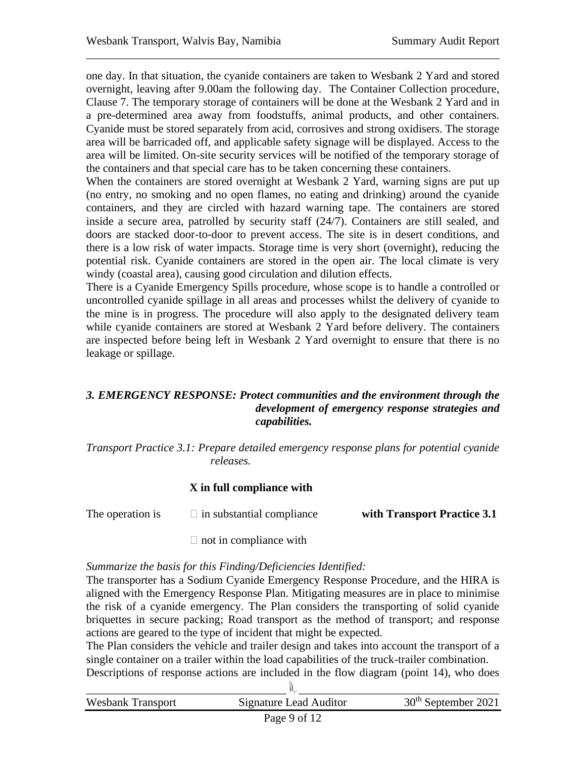one day. In that situation, the cyanide containers are taken to Wesbank 2 Yard and stored overnight, leaving after 9.00am the following day. The Container Collection procedure, Clause 7. The temporary storage of containers will be done at the Wesbank 2 Yard and in a pre-determined area away from foodstuffs, animal products, and other containers. Cyanide must be stored separately from acid, corrosives and strong oxidisers. The storage area will be barricaded off, and applicable safety signage will be displayed. Access to the area will be limited. On-site security services will be notified of the temporary storage of the containers and that special care has to be taken concerning these containers.

When the containers are stored overnight at Wesbank 2 Yard, warning signs are put up (no entry, no smoking and no open flames, no eating and drinking) around the cyanide containers, and they are circled with hazard warning tape. The containers are stored inside a secure area, patrolled by security staff (24/7). Containers are still sealed, and doors are stacked door-to-door to prevent access. The site is in desert conditions, and there is a low risk of water impacts. Storage time is very short (overnight), reducing the potential risk. Cyanide containers are stored in the open air. The local climate is very windy (coastal area), causing good circulation and dilution effects.

There is a Cyanide Emergency Spills procedure, whose scope is to handle a controlled or uncontrolled cyanide spillage in all areas and processes whilst the delivery of cyanide to the mine is in progress. The procedure will also apply to the designated delivery team while cyanide containers are stored at Wesbank 2 Yard before delivery. The containers are inspected before being left in Wesbank 2 Yard overnight to ensure that there is no leakage or spillage.

## *3. EMERGENCY RESPONSE: Protect communities and the environment through the development of emergency response strategies and capabilities.*

*Transport Practice 3.1: Prepare detailed emergency response plans for potential cyanide releases.*

The operation is

**X in full compliance with**

☐ in substantial compliance **with Transport Practice 3.1**

☐ not in compliance with

*Summarize the basis for this Finding/Deficiencies Identified:*

The transporter has a Sodium Cyanide Emergency Response Procedure, and the HIRA is aligned with the Emergency Response Plan. Mitigating measures are in place to minimise the risk of a cyanide emergency. The Plan considers the transporting of solid cyanide briquettes in secure packing; Road transport as the method of transport; and response actions are geared to the type of incident that might be expected.

The Plan considers the vehicle and trailer design and takes into account the transport of a single container on a trailer within the load capabilities of the truck-trailer combination.

Descriptions of response actions are included in the flow diagram (point 14), who does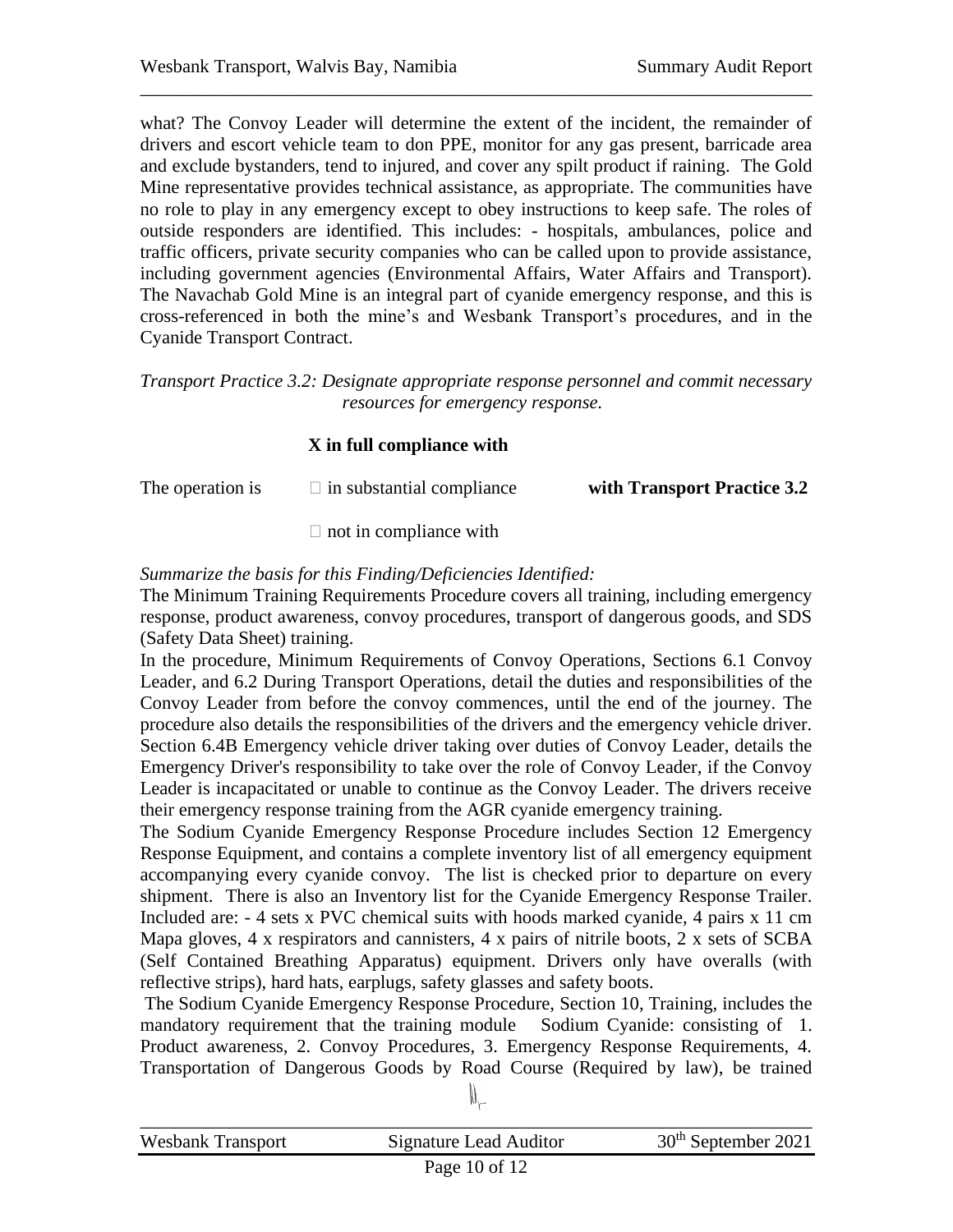what? The Convoy Leader will determine the extent of the incident, the remainder of drivers and escort vehicle team to don PPE, monitor for any gas present, barricade area and exclude bystanders, tend to injured, and cover any spilt product if raining. The Gold Mine representative provides technical assistance, as appropriate. The communities have no role to play in any emergency except to obey instructions to keep safe. The roles of outside responders are identified. This includes: - hospitals, ambulances, police and traffic officers, private security companies who can be called upon to provide assistance, including government agencies (Environmental Affairs, Water Affairs and Transport). The Navachab Gold Mine is an integral part of cyanide emergency response, and this is cross-referenced in both the mine's and Wesbank Transport's procedures, and in the Cyanide Transport Contract.

*Transport Practice 3.2: Designate appropriate response personnel and commit necessary resources for emergency response.*

**X in full compliance with**

The operation is ☐ in substantial compliance **with Transport Practice 3.2**

☐ not in compliance with

*Summarize the basis for this Finding/Deficiencies Identified:*

The Minimum Training Requirements Procedure covers all training, including emergency response, product awareness, convoy procedures, transport of dangerous goods, and SDS (Safety Data Sheet) training.

In the procedure, Minimum Requirements of Convoy Operations, Sections 6.1 Convoy Leader, and 6.2 During Transport Operations, detail the duties and responsibilities of the Convoy Leader from before the convoy commences, until the end of the journey. The procedure also details the responsibilities of the drivers and the emergency vehicle driver. Section 6.4B Emergency vehicle driver taking over duties of Convoy Leader, details the Emergency Driver's responsibility to take over the role of Convoy Leader, if the Convoy Leader is incapacitated or unable to continue as the Convoy Leader. The drivers receive their emergency response training from the AGR cyanide emergency training.

The Sodium Cyanide Emergency Response Procedure includes Section 12 Emergency Response Equipment, and contains a complete inventory list of all emergency equipment accompanying every cyanide convoy. The list is checked prior to departure on every shipment. There is also an Inventory list for the Cyanide Emergency Response Trailer. Included are: - 4 sets x PVC chemical suits with hoods marked cyanide, 4 pairs x 11 cm Mapa gloves, 4 x respirators and cannisters, 4 x pairs of nitrile boots, 2 x sets of SCBA (Self Contained Breathing Apparatus) equipment. Drivers only have overalls (with reflective strips), hard hats, earplugs, safety glasses and safety boots.

The Sodium Cyanide Emergency Response Procedure, Section 10, Training, includes the mandatory requirement that the training module Sodium Cyanide: consisting of 1. Product awareness, 2. Convoy Procedures, 3. Emergency Response Requirements, 4. Transportation of Dangerous Goods by Road Course (Required by law), be trained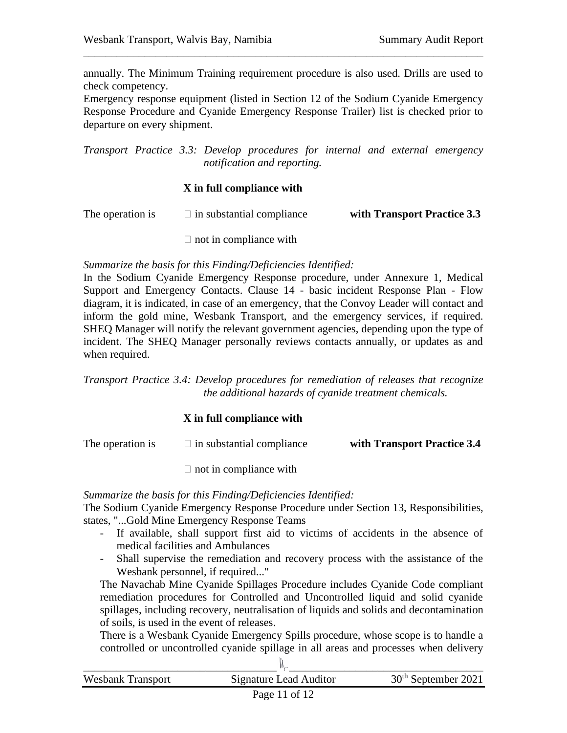annually. The Minimum Training requirement procedure is also used. Drills are used to check competency.

Emergency response equipment (listed in Section 12 of the Sodium Cyanide Emergency Response Procedure and Cyanide Emergency Response Trailer) list is checked prior to departure on every shipment.

*Transport Practice 3.3: Develop procedures for internal and external emergency notification and reporting.*

**X in full compliance with**

The operation is ☐ in substantial compliance **with Transport Practice 3.3**

☐ not in compliance with

*Summarize the basis for this Finding/Deficiencies Identified:*

In the Sodium Cyanide Emergency Response procedure, under Annexure 1, Medical Support and Emergency Contacts. Clause 14 - basic incident Response Plan - Flow diagram, it is indicated, in case of an emergency, that the Convoy Leader will contact and inform the gold mine, Wesbank Transport, and the emergency services, if required. SHEQ Manager will notify the relevant government agencies, depending upon the type of incident. The SHEQ Manager personally reviews contacts annually, or updates as and when required.

*Transport Practice 3.4: Develop procedures for remediation of releases that recognize the additional hazards of cyanide treatment chemicals.*

**X in full compliance with**

The operation is ☐ in substantial compliance **with Transport Practice 3.4**

☐ not in compliance with

*Summarize the basis for this Finding/Deficiencies Identified:*

The Sodium Cyanide Emergency Response Procedure under Section 13, Responsibilities, states, "...Gold Mine Emergency Response Teams

- If available, shall support first aid to victims of accidents in the absence of medical facilities and Ambulances
- Shall supervise the remediation and recovery process with the assistance of the Wesbank personnel, if required..."

The Navachab Mine Cyanide Spillages Procedure includes Cyanide Code compliant remediation procedures for Controlled and Uncontrolled liquid and solid cyanide spillages, including recovery, neutralisation of liquids and solids and decontamination of soils, is used in the event of releases.

There is a Wesbank Cyanide Emergency Spills procedure, whose scope is to handle a controlled or uncontrolled cyanide spillage in all areas and processes when delivery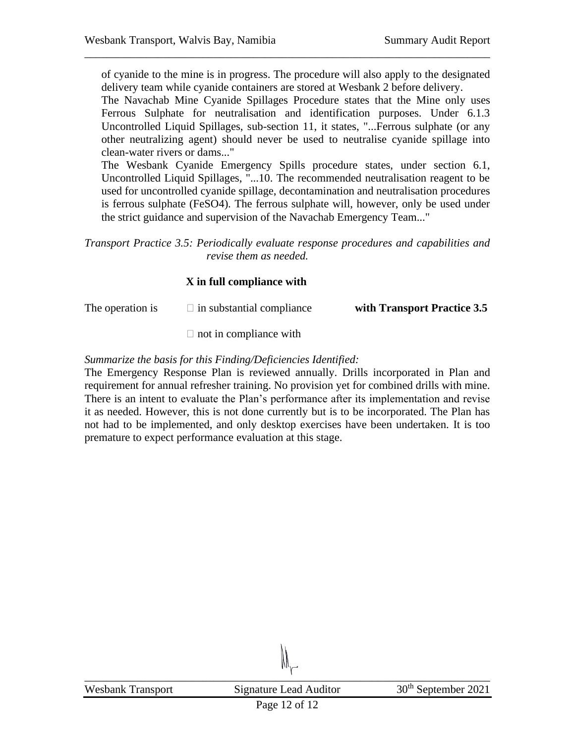of cyanide to the mine is in progress. The procedure will also apply to the designated delivery team while cyanide containers are stored at Wesbank 2 before delivery.

The Navachab Mine Cyanide Spillages Procedure states that the Mine only uses Ferrous Sulphate for neutralisation and identification purposes. Under 6.1.3 Uncontrolled Liquid Spillages, sub-section 11, it states, "...Ferrous sulphate (or any other neutralizing agent) should never be used to neutralise cyanide spillage into clean-water rivers or dams..."

The Wesbank Cyanide Emergency Spills procedure states, under section 6.1, Uncontrolled Liquid Spillages, "...10. The recommended neutralisation reagent to be used for uncontrolled cyanide spillage, decontamination and neutralisation procedures is ferrous sulphate ($FeSO_4$). The ferrous sulphate will, however, only be used under the strict guidance and supervision of the Navachab Emergency Team..."

*Transport Practice 3.5: Periodically evaluate response procedures and capabilities and revise them as needed.*

**X in full compliance with**

The operation is ☐ in substantial compliance **with Transport Practice 3.5**

☐ not in compliance with

*Summarize the basis for this Finding/Deficiencies Identified:*

The Emergency Response Plan is reviewed annually. Drills incorporated in Plan and requirement for annual refresher training. No provision yet for combined drills with mine. There is an intent to evaluate the Plan's performance after its implementation and revise it as needed. However, this is not done currently but is to be incorporated. The Plan has not had to be implemented, and only desktop exercises have been undertaken. It is too premature to expect performance evaluation at this stage.

Wesbank Transport | Signature Lead Auditor | 30th September 2021